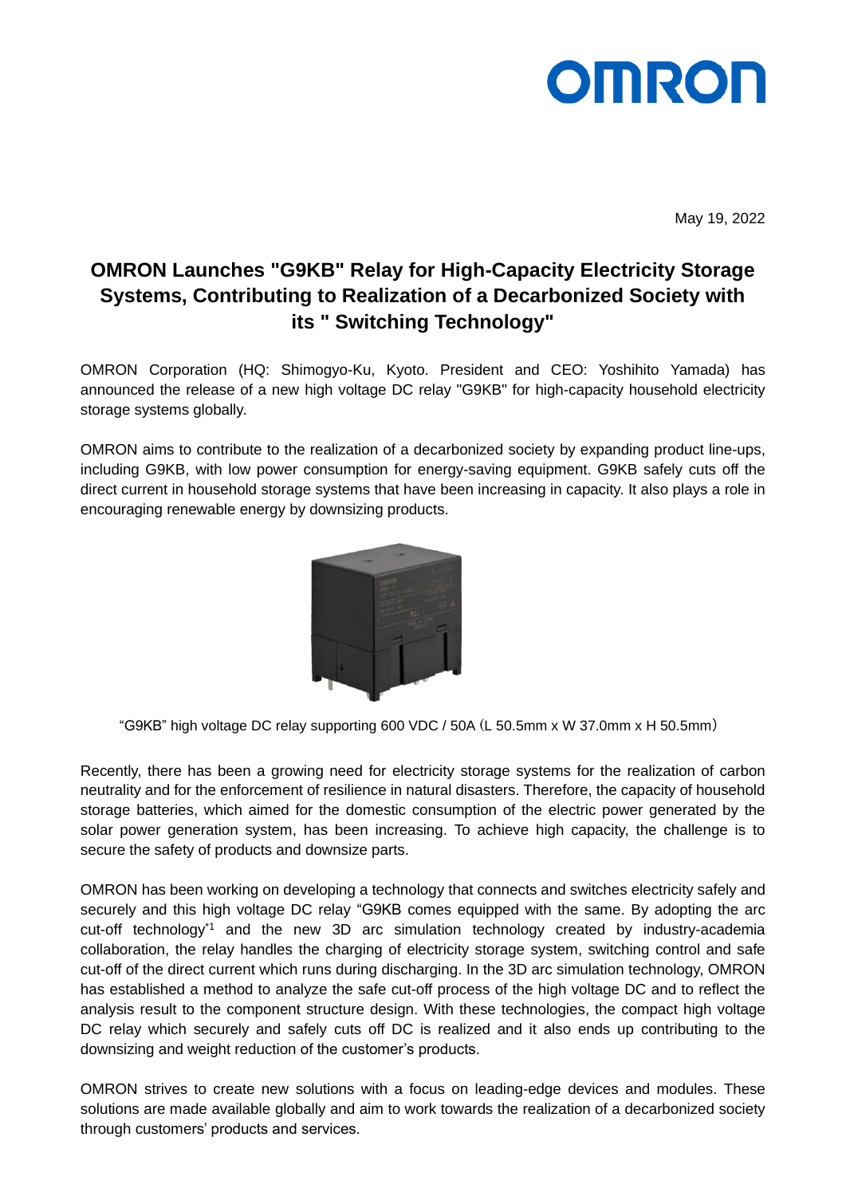OMRON

May 19, 2022

# OMRON Launches "G9KB" Relay for High-Capacity Electricity Storage Systems, Contributing to Realization of a Decarbonized Society with its " Switching Technology"

OMRON Corporation (HQ: Shimogyo-Ku, Kyoto. President and CEO: Yoshihito Yamada) has announced the release of a new high voltage DC relay "G9KB" for high-capacity household electricity storage systems globally.

OMRON aims to contribute to the realization of a decarbonized society by expanding product line-ups, including G9KB, with low power consumption for energy-saving equipment. G9KB safely cuts off the direct current in household storage systems that have been increasing in capacity. It also plays a role in encouraging renewable energy by downsizing products.

“G9KB” high voltage DC relay supporting 600 VDC / 50A（L 50.5mm x W 37.0mm x H 50.5mm）

Recently, there has been a growing need for electricity storage systems for the realization of carbon neutrality and for the enforcement of resilience in natural disasters. Therefore, the capacity of household storage batteries, which aimed for the domestic consumption of the electric power generated by the solar power generation system, has been increasing. To achieve high capacity, the challenge is to secure the safety of products and downsize parts.

OMRON has been working on developing a technology that connects and switches electricity safely and securely and this high voltage DC relay “G9KB comes equipped with the same. By adopting the arc cut-off technology[*1] and the new 3D arc simulation technology created by industry-academia collaboration, the relay handles the charging of electricity storage system, switching control and safe cut-off of the direct current which runs during discharging. In the 3D arc simulation technology, OMRON has established a method to analyze the safe cut-off process of the high voltage DC and to reflect the analysis result to the component structure design. With these technologies, the compact high voltage DC relay which securely and safely cuts off DC is realized and it also ends up contributing to the downsizing and weight reduction of the customer’s products.

OMRON strives to create new solutions with a focus on leading-edge devices and modules. These solutions are made available globally and aim to work towards the realization of a decarbonized society through customers’ products and services.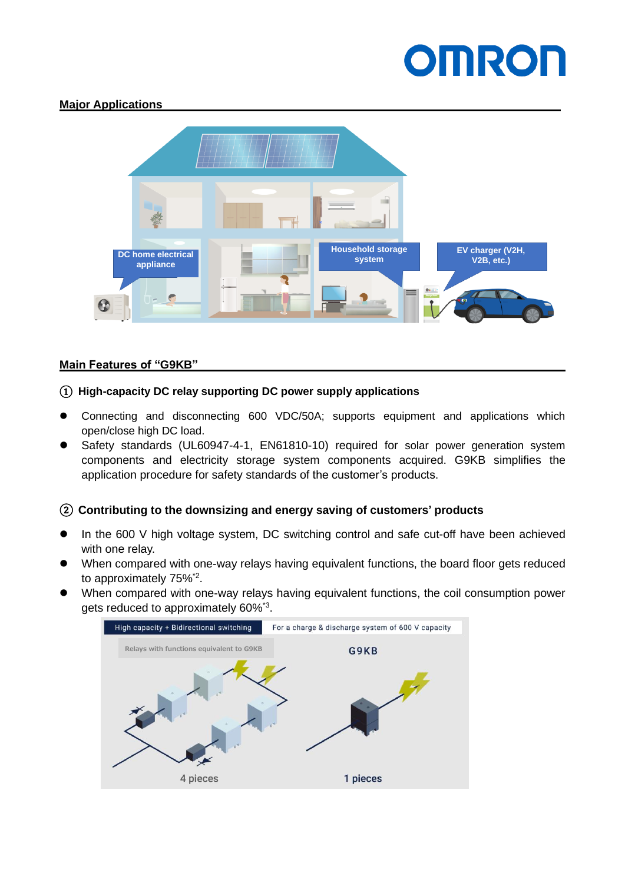## Major Applications

DC home electrical appliance

Household storage system

EV charger (V2H, V2B, etc.)

## Main Features of “G9KB”

### ① High-capacity DC relay supporting DC power supply applications

- Connecting and disconnecting 600 VDC/50A; supports equipment and applications which open/close high DC load.
- Safety standards (UL60947-4-1, EN61810-10) required for solar power generation system components and electricity storage system components acquired. G9KB simplifies the application procedure for safety standards of the customer’s products.

### ② Contributing to the downsizing and energy saving of customers’ products

- In the 600 V high voltage system, DC switching control and safe cut-off have been achieved with one relay.
- When compared with one-way relays having equivalent functions, the board floor gets reduced to approximately 75%[*2].
- When compared with one-way relays having equivalent functions, the coil consumption power gets reduced to approximately 60%[*3].

High capacity + Bidirectional switching | For a charge & discharge system of 600 V capacity

Relays with functions equivalent to G9KB — 4 pieces

G9KB — 1 pieces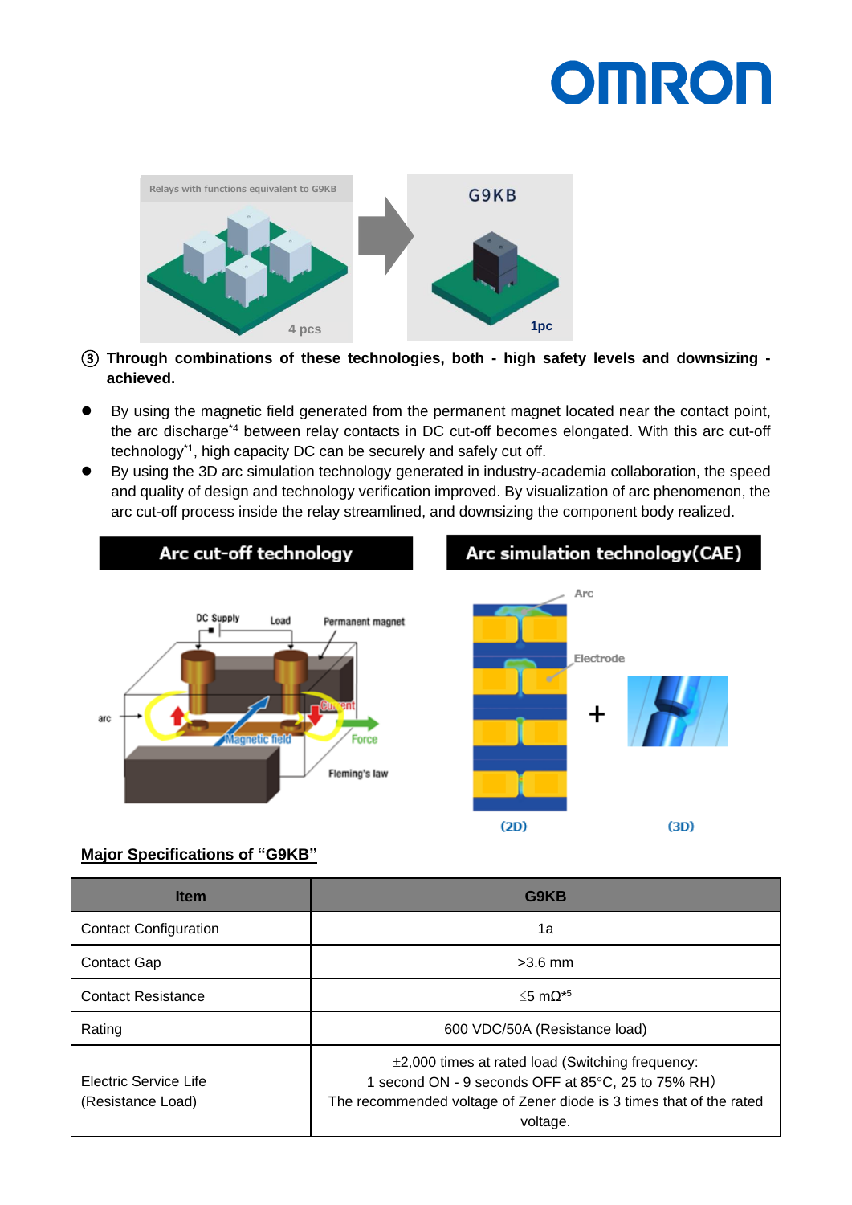③ **Through combinations of these technologies, both - high safety levels and downsizing - achieved.**

- By using the magnetic field generated from the permanent magnet located near the contact point, the arc discharge[*4] between relay contacts in DC cut-off becomes elongated. With this arc cut-off technology[*1], high capacity DC can be securely and safely cut off.
- By using the 3D arc simulation technology generated in industry-academia collaboration, the speed and quality of design and technology verification improved. By visualization of arc phenomenon, the arc cut-off process inside the relay streamlined, and downsizing the component body realized.

**Major Specifications of "G9KB"**

| Item | G9KB |
|---|---|
| Contact Configuration | 1a |
| Contact Gap | >3.6 mm |
| Contact Resistance | ≦5 mΩ[*5] |
| Rating | 600 VDC/50A (Resistance load) |
| Electric Service Life (Resistance Load) | ±2,000 times at rated load (Switching frequency: 1 second ON - 9 seconds OFF at 85°C, 25 to 75% RH) The recommended voltage of Zener diode is 3 times that of the rated voltage. |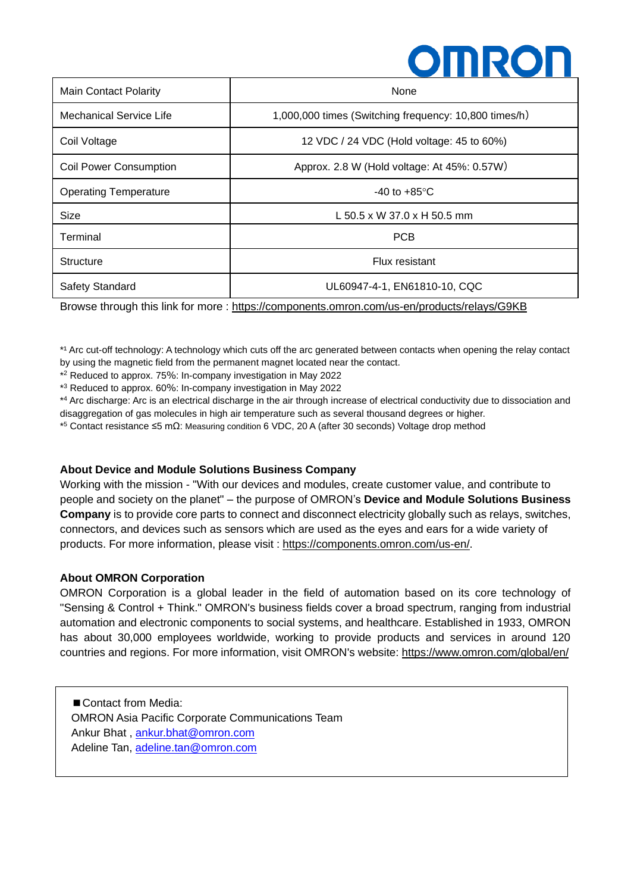| | |
|---|---|
| Main Contact Polarity | None |
| Mechanical Service Life | 1,000,000 times (Switching frequency: 10,800 times/h) |
| Coil Voltage | 12 VDC / 24 VDC (Hold voltage: 45 to 60%) |
| Coil Power Consumption | Approx. 2.8 W (Hold voltage: At 45%: 0.57W) |
| Operating Temperature | -40 to +85°C |
| Size | L 50.5 x W 37.0 x H 50.5 mm |
| Terminal | PCB |
| Structure | Flux resistant |
| Safety Standard | UL60947-4-1, EN61810-10, CQC |

Browse through this link for more : https://components.omron.com/us-en/products/relays/G9KB

*[1] Arc cut-off technology: A technology which cuts off the arc generated between contacts when opening the relay contact by using the magnetic field from the permanent magnet located near the contact.

*[2] Reduced to approx. 75%: In-company investigation in May 2022

*[3] Reduced to approx. 60%: In-company investigation in May 2022

*[4] Arc discharge: Arc is an electrical discharge in the air through increase of electrical conductivity due to dissociation and disaggregation of gas molecules in high air temperature such as several thousand degrees or higher.

*[5] Contact resistance ≤5 mΩ: Measuring condition 6 VDC, 20 A (after 30 seconds) Voltage drop method

**About Device and Module Solutions Business Company**

Working with the mission - "With our devices and modules, create customer value, and contribute to people and society on the planet" – the purpose of OMRON's **Device and Module Solutions Business Company** is to provide core parts to connect and disconnect electricity globally such as relays, switches, connectors, and devices such as sensors which are used as the eyes and ears for a wide variety of products. For more information, please visit : https://components.omron.com/us-en/.

**About OMRON Corporation**

OMRON Corporation is a global leader in the field of automation based on its core technology of "Sensing & Control + Think." OMRON's business fields cover a broad spectrum, ranging from industrial automation and electronic components to social systems, and healthcare. Established in 1933, OMRON has about 30,000 employees worldwide, working to provide products and services in around 120 countries and regions. For more information, visit OMRON's website: https://www.omron.com/global/en/

■Contact from Media:
OMRON Asia Pacific Corporate Communications Team
Ankur Bhat , ankur.bhat@omron.com
Adeline Tan, adeline.tan@omron.com